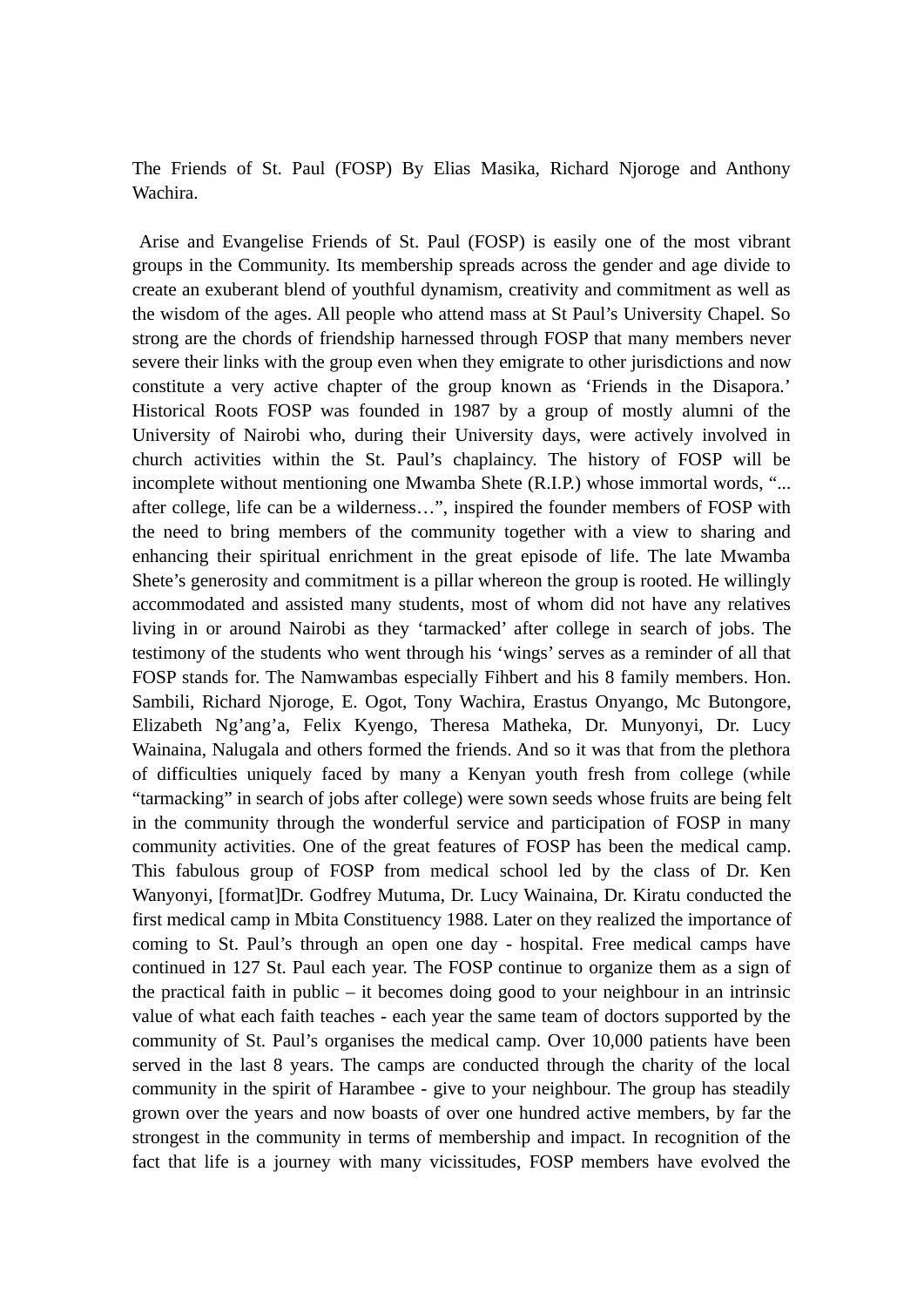The Friends of St. Paul (FOSP) By Elias Masika, Richard Njoroge and Anthony Wachira.

Arise and Evangelise Friends of St. Paul (FOSP) is easily one of the most vibrant groups in the Community. Its membership spreads across the gender and age divide to create an exuberant blend of youthful dynamism, creativity and commitment as well as the wisdom of the ages. All people who attend mass at St Paul's University Chapel. So strong are the chords of friendship harnessed through FOSP that many members never severe their links with the group even when they emigrate to other jurisdictions and now constitute a very active chapter of the group known as 'Friends in the Disapora.' Historical Roots FOSP was founded in 1987 by a group of mostly alumni of the University of Nairobi who, during their University days, were actively involved in church activities within the St. Paul's chaplaincy. The history of FOSP will be incomplete without mentioning one Mwamba Shete (R.I.P.) whose immortal words, "... after college, life can be a wilderness…", inspired the founder members of FOSP with the need to bring members of the community together with a view to sharing and enhancing their spiritual enrichment in the great episode of life. The late Mwamba Shete's generosity and commitment is a pillar whereon the group is rooted. He willingly accommodated and assisted many students, most of whom did not have any relatives living in or around Nairobi as they 'tarmacked' after college in search of jobs. The testimony of the students who went through his 'wings' serves as a reminder of all that FOSP stands for. The Namwambas especially Fihbert and his 8 family members. Hon. Sambili, Richard Njoroge, E. Ogot, Tony Wachira, Erastus Onyango, Mc Butongore, Elizabeth Ng'ang'a, Felix Kyengo, Theresa Matheka, Dr. Munyonyi, Dr. Lucy Wainaina, Nalugala and others formed the friends. And so it was that from the plethora of difficulties uniquely faced by many a Kenyan youth fresh from college (while "tarmacking" in search of jobs after college) were sown seeds whose fruits are being felt in the community through the wonderful service and participation of FOSP in many community activities. One of the great features of FOSP has been the medical camp. This fabulous group of FOSP from medical school led by the class of Dr. Ken Wanyonyi, [format]Dr. Godfrey Mutuma, Dr. Lucy Wainaina, Dr. Kiratu conducted the first medical camp in Mbita Constituency 1988. Later on they realized the importance of coming to St. Paul's through an open one day - hospital. Free medical camps have continued in 127 St. Paul each year. The FOSP continue to organize them as a sign of the practical faith in public – it becomes doing good to your neighbour in an intrinsic value of what each faith teaches - each year the same team of doctors supported by the community of St. Paul's organises the medical camp. Over 10,000 patients have been served in the last 8 years. The camps are conducted through the charity of the local community in the spirit of Harambee - give to your neighbour. The group has steadily grown over the years and now boasts of over one hundred active members, by far the strongest in the community in terms of membership and impact. In recognition of the fact that life is a journey with many vicissitudes, FOSP members have evolved the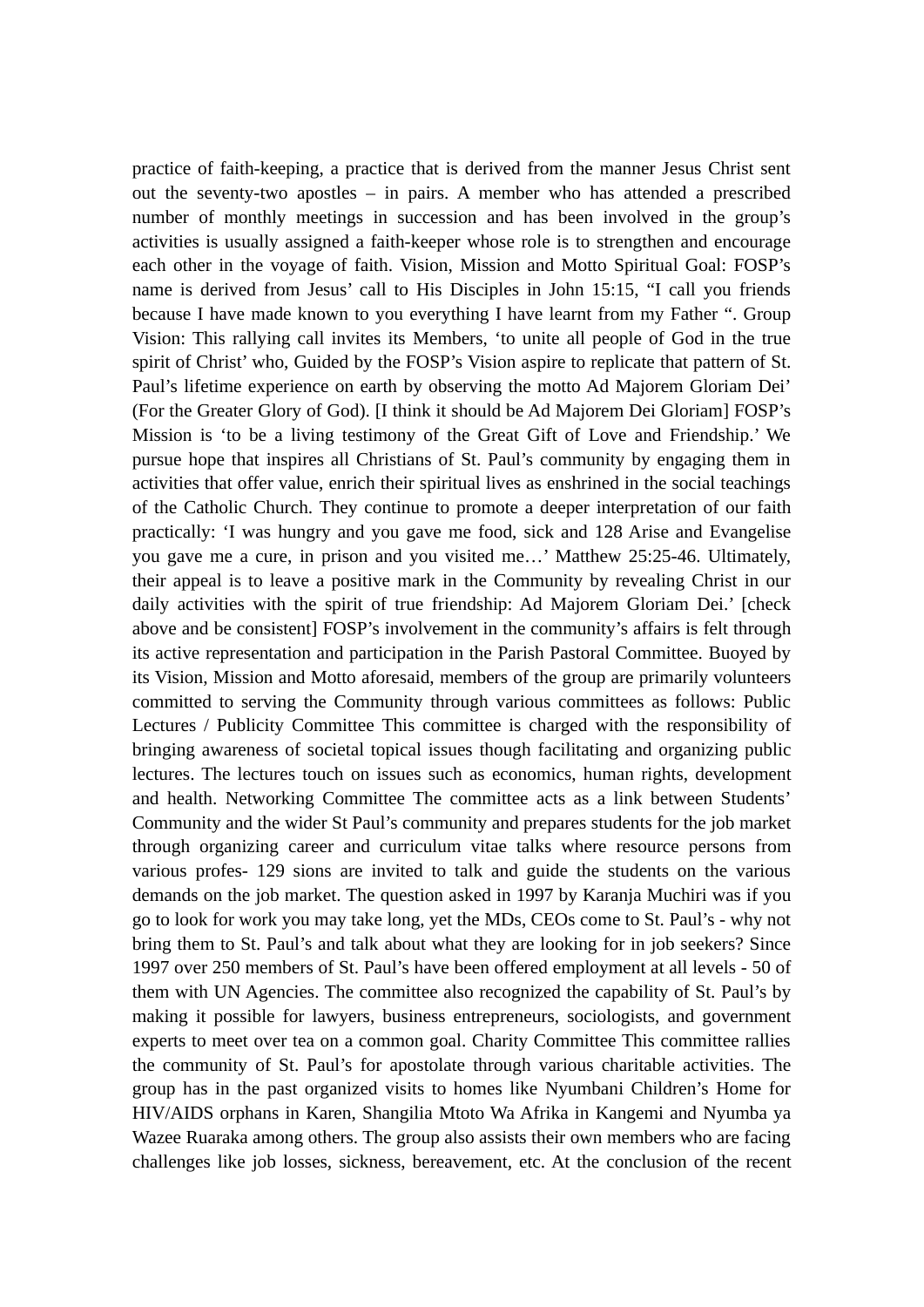practice of faith-keeping, a practice that is derived from the manner Jesus Christ sent out the seventy-two apostles – in pairs. A member who has attended a prescribed number of monthly meetings in succession and has been involved in the group's activities is usually assigned a faith-keeper whose role is to strengthen and encourage each other in the voyage of faith. Vision, Mission and Motto Spiritual Goal: FOSP's name is derived from Jesus' call to His Disciples in John 15:15, "I call you friends because I have made known to you everything I have learnt from my Father ". Group Vision: This rallying call invites its Members, 'to unite all people of God in the true spirit of Christ' who, Guided by the FOSP's Vision aspire to replicate that pattern of St. Paul's lifetime experience on earth by observing the motto Ad Majorem Gloriam Dei' (For the Greater Glory of God). [I think it should be Ad Majorem Dei Gloriam] FOSP's Mission is 'to be a living testimony of the Great Gift of Love and Friendship.' We pursue hope that inspires all Christians of St. Paul's community by engaging them in activities that offer value, enrich their spiritual lives as enshrined in the social teachings of the Catholic Church. They continue to promote a deeper interpretation of our faith practically: 'I was hungry and you gave me food, sick and 128 Arise and Evangelise you gave me a cure, in prison and you visited me…' Matthew 25:25-46. Ultimately, their appeal is to leave a positive mark in the Community by revealing Christ in our daily activities with the spirit of true friendship: Ad Majorem Gloriam Dei.' [check above and be consistent] FOSP's involvement in the community's affairs is felt through its active representation and participation in the Parish Pastoral Committee. Buoyed by its Vision, Mission and Motto aforesaid, members of the group are primarily volunteers committed to serving the Community through various committees as follows: Public Lectures / Publicity Committee This committee is charged with the responsibility of bringing awareness of societal topical issues though facilitating and organizing public lectures. The lectures touch on issues such as economics, human rights, development and health. Networking Committee The committee acts as a link between Students' Community and the wider St Paul's community and prepares students for the job market through organizing career and curriculum vitae talks where resource persons from various profes- 129 sions are invited to talk and guide the students on the various demands on the job market. The question asked in 1997 by Karanja Muchiri was if you go to look for work you may take long, yet the MDs, CEOs come to St. Paul's - why not bring them to St. Paul's and talk about what they are looking for in job seekers? Since 1997 over 250 members of St. Paul's have been offered employment at all levels - 50 of them with UN Agencies. The committee also recognized the capability of St. Paul's by making it possible for lawyers, business entrepreneurs, sociologists, and government experts to meet over tea on a common goal. Charity Committee This committee rallies the community of St. Paul's for apostolate through various charitable activities. The group has in the past organized visits to homes like Nyumbani Children's Home for HIV/AIDS orphans in Karen, Shangilia Mtoto Wa Afrika in Kangemi and Nyumba ya Wazee Ruaraka among others. The group also assists their own members who are facing challenges like job losses, sickness, bereavement, etc. At the conclusion of the recent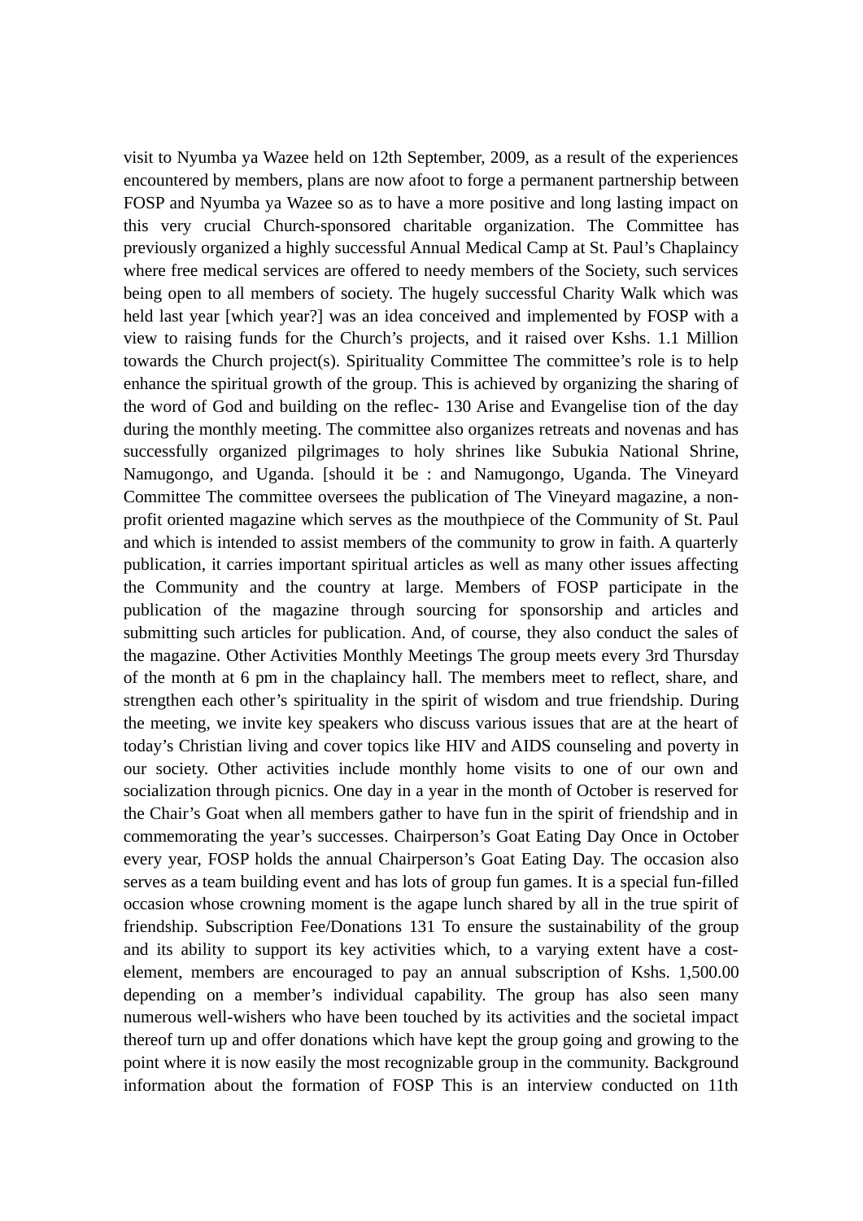visit to Nyumba ya Wazee held on 12th September, 2009, as a result of the experiences encountered by members, plans are now afoot to forge a permanent partnership between FOSP and Nyumba ya Wazee so as to have a more positive and long lasting impact on this very crucial Church-sponsored charitable organization. The Committee has previously organized a highly successful Annual Medical Camp at St. Paul's Chaplaincy where free medical services are offered to needy members of the Society, such services being open to all members of society. The hugely successful Charity Walk which was held last year [which year?] was an idea conceived and implemented by FOSP with a view to raising funds for the Church's projects, and it raised over Kshs. 1.1 Million towards the Church project(s). Spirituality Committee The committee's role is to help enhance the spiritual growth of the group. This is achieved by organizing the sharing of the word of God and building on the reflec- 130 Arise and Evangelise tion of the day during the monthly meeting. The committee also organizes retreats and novenas and has successfully organized pilgrimages to holy shrines like Subukia National Shrine, Namugongo, and Uganda. [should it be : and Namugongo, Uganda. The Vineyard Committee The committee oversees the publication of The Vineyard magazine, a non-profit oriented magazine which serves as the mouthpiece of the Community of St. Paul and which is intended to assist members of the community to grow in faith. A quarterly publication, it carries important spiritual articles as well as many other issues affecting the Community and the country at large. Members of FOSP participate in the publication of the magazine through sourcing for sponsorship and articles and submitting such articles for publication. And, of course, they also conduct the sales of the magazine. Other Activities Monthly Meetings The group meets every 3rd Thursday of the month at 6 pm in the chaplaincy hall. The members meet to reflect, share, and strengthen each other's spirituality in the spirit of wisdom and true friendship. During the meeting, we invite key speakers who discuss various issues that are at the heart of today's Christian living and cover topics like HIV and AIDS counseling and poverty in our society. Other activities include monthly home visits to one of our own and socialization through picnics. One day in a year in the month of October is reserved for the Chair's Goat when all members gather to have fun in the spirit of friendship and in commemorating the year's successes. Chairperson's Goat Eating Day Once in October every year, FOSP holds the annual Chairperson's Goat Eating Day. The occasion also serves as a team building event and has lots of group fun games. It is a special fun-filled occasion whose crowning moment is the agape lunch shared by all in the true spirit of friendship. Subscription Fee/Donations 131 To ensure the sustainability of the group and its ability to support its key activities which, to a varying extent have a cost-element, members are encouraged to pay an annual subscription of Kshs. 1,500.00 depending on a member's individual capability. The group has also seen many numerous well-wishers who have been touched by its activities and the societal impact thereof turn up and offer donations which have kept the group going and growing to the point where it is now easily the most recognizable group in the community. Background information about the formation of FOSP This is an interview conducted on 11th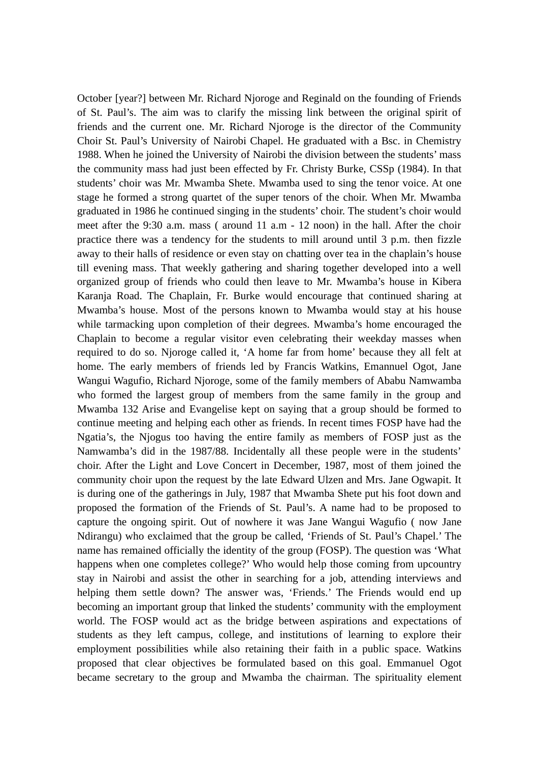October [year?] between Mr. Richard Njoroge and Reginald on the founding of Friends of St. Paul's. The aim was to clarify the missing link between the original spirit of friends and the current one. Mr. Richard Njoroge is the director of the Community Choir St. Paul's University of Nairobi Chapel. He graduated with a Bsc. in Chemistry 1988. When he joined the University of Nairobi the division between the students' mass the community mass had just been effected by Fr. Christy Burke, CSSp (1984). In that students' choir was Mr. Mwamba Shete. Mwamba used to sing the tenor voice. At one stage he formed a strong quartet of the super tenors of the choir. When Mr. Mwamba graduated in 1986 he continued singing in the students' choir. The student's choir would meet after the 9:30 a.m. mass ( around 11 a.m - 12 noon) in the hall. After the choir practice there was a tendency for the students to mill around until 3 p.m. then fizzle away to their halls of residence or even stay on chatting over tea in the chaplain's house till evening mass. That weekly gathering and sharing together developed into a well organized group of friends who could then leave to Mr. Mwamba's house in Kibera Karanja Road. The Chaplain, Fr. Burke would encourage that continued sharing at Mwamba's house. Most of the persons known to Mwamba would stay at his house while tarmacking upon completion of their degrees. Mwamba's home encouraged the Chaplain to become a regular visitor even celebrating their weekday masses when required to do so. Njoroge called it, 'A home far from home' because they all felt at home. The early members of friends led by Francis Watkins, Emannuel Ogot, Jane Wangui Wagufio, Richard Njoroge, some of the family members of Ababu Namwamba who formed the largest group of members from the same family in the group and Mwamba 132 Arise and Evangelise kept on saying that a group should be formed to continue meeting and helping each other as friends. In recent times FOSP have had the Ngatia's, the Njogus too having the entire family as members of FOSP just as the Namwamba's did in the 1987/88. Incidentally all these people were in the students' choir. After the Light and Love Concert in December, 1987, most of them joined the community choir upon the request by the late Edward Ulzen and Mrs. Jane Ogwapit. It is during one of the gatherings in July, 1987 that Mwamba Shete put his foot down and proposed the formation of the Friends of St. Paul's. A name had to be proposed to capture the ongoing spirit. Out of nowhere it was Jane Wangui Wagufio ( now Jane Ndirangu) who exclaimed that the group be called, 'Friends of St. Paul's Chapel.' The name has remained officially the identity of the group (FOSP). The question was 'What happens when one completes college?' Who would help those coming from upcountry stay in Nairobi and assist the other in searching for a job, attending interviews and helping them settle down? The answer was, 'Friends.' The Friends would end up becoming an important group that linked the students' community with the employment world. The FOSP would act as the bridge between aspirations and expectations of students as they left campus, college, and institutions of learning to explore their employment possibilities while also retaining their faith in a public space. Watkins proposed that clear objectives be formulated based on this goal. Emmanuel Ogot became secretary to the group and Mwamba the chairman. The spirituality element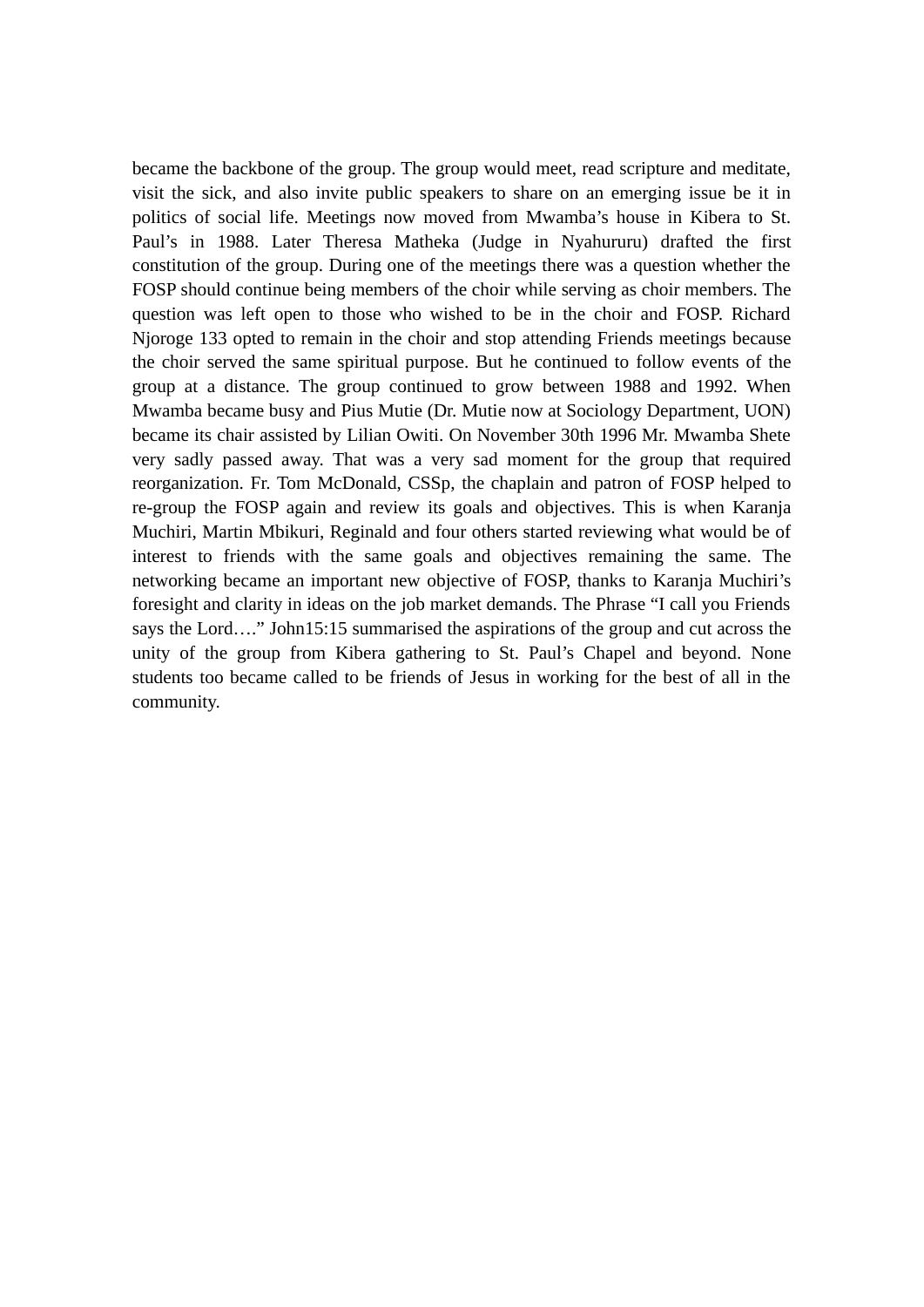became the backbone of the group. The group would meet, read scripture and meditate, visit the sick, and also invite public speakers to share on an emerging issue be it in politics of social life. Meetings now moved from Mwamba's house in Kibera to St. Paul's in 1988. Later Theresa Matheka (Judge in Nyahururu) drafted the first constitution of the group. During one of the meetings there was a question whether the FOSP should continue being members of the choir while serving as choir members. The question was left open to those who wished to be in the choir and FOSP. Richard Njoroge 133 opted to remain in the choir and stop attending Friends meetings because the choir served the same spiritual purpose. But he continued to follow events of the group at a distance. The group continued to grow between 1988 and 1992. When Mwamba became busy and Pius Mutie (Dr. Mutie now at Sociology Department, UON) became its chair assisted by Lilian Owiti. On November 30th 1996 Mr. Mwamba Shete very sadly passed away. That was a very sad moment for the group that required reorganization. Fr. Tom McDonald, CSSp, the chaplain and patron of FOSP helped to re-group the FOSP again and review its goals and objectives. This is when Karanja Muchiri, Martin Mbikuri, Reginald and four others started reviewing what would be of interest to friends with the same goals and objectives remaining the same. The networking became an important new objective of FOSP, thanks to Karanja Muchiri's foresight and clarity in ideas on the job market demands. The Phrase "I call you Friends says the Lord…." John15:15 summarised the aspirations of the group and cut across the unity of the group from Kibera gathering to St. Paul's Chapel and beyond. None students too became called to be friends of Jesus in working for the best of all in the community.